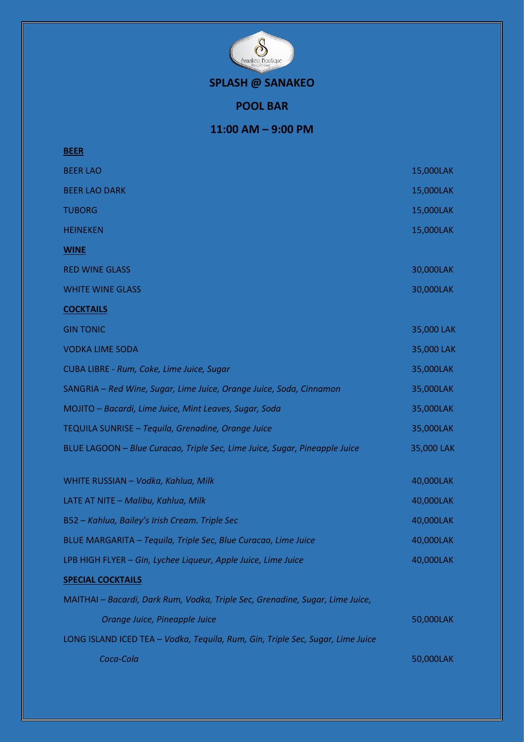# SPLASH @ SANAKEO

## POOL BAR

## 11:00 AM – 9:00 PM

**BEER**

| | |
|---|---|
| BEER LAO | 15,000LAK |
| BEER LAO DARK | 15,000LAK |
| TUBORG | 15,000LAK |
| HEINEKEN | 15,000LAK |

**WINE**

| | |
|---|---|
| RED WINE GLASS | 30,000LAK |
| WHITE WINE GLASS | 30,000LAK |

**COCKTAILS**

| | |
|---|---|
| GIN TONIC | 35,000 LAK |
| VODKA LIME SODA | 35,000 LAK |
| CUBA LIBRE - *Rum, Coke, Lime Juice, Sugar* | 35,000LAK |
| SANGRIA – *Red Wine, Sugar, Lime Juice, Orange Juice, Soda, Cinnamon* | 35,000LAK |
| MOJITO – *Bacardi, Lime Juice, Mint Leaves, Sugar, Soda* | 35,000LAK |
| TEQUILA SUNRISE – *Tequila, Grenadine, Orange Juice* | 35,000LAK |
| BLUE LAGOON – *Blue Curacao, Triple Sec, Lime Juice, Sugar, Pineapple Juice* | 35,000 LAK |
| WHITE RUSSIAN – *Vodka, Kahlua, Milk* | 40,000LAK |
| LATE AT NITE – *Malibu, Kahlua, Milk* | 40,000LAK |
| B52 – *Kahlua, Bailey's Irish Cream. Triple Sec* | 40,000LAK |
| BLUE MARGARITA – *Tequila, Triple Sec, Blue Curacao, Lime Juice* | 40,000LAK |
| LPB HIGH FLYER – *Gin, Lychee Liqueur, Apple Juice, Lime Juice* | 40,000LAK |

**SPECIAL COCKTAILS**

| | |
|---|---|
| MAITHAI – *Bacardi, Dark Rum, Vodka, Triple Sec, Grenadine, Sugar, Lime Juice, Orange Juice, Pineapple Juice* | 50,000LAK |
| LONG ISLAND ICED TEA – *Vodka, Tequila, Rum, Gin, Triple Sec, Sugar, Lime Juice Coca-Cola* | 50,000LAK |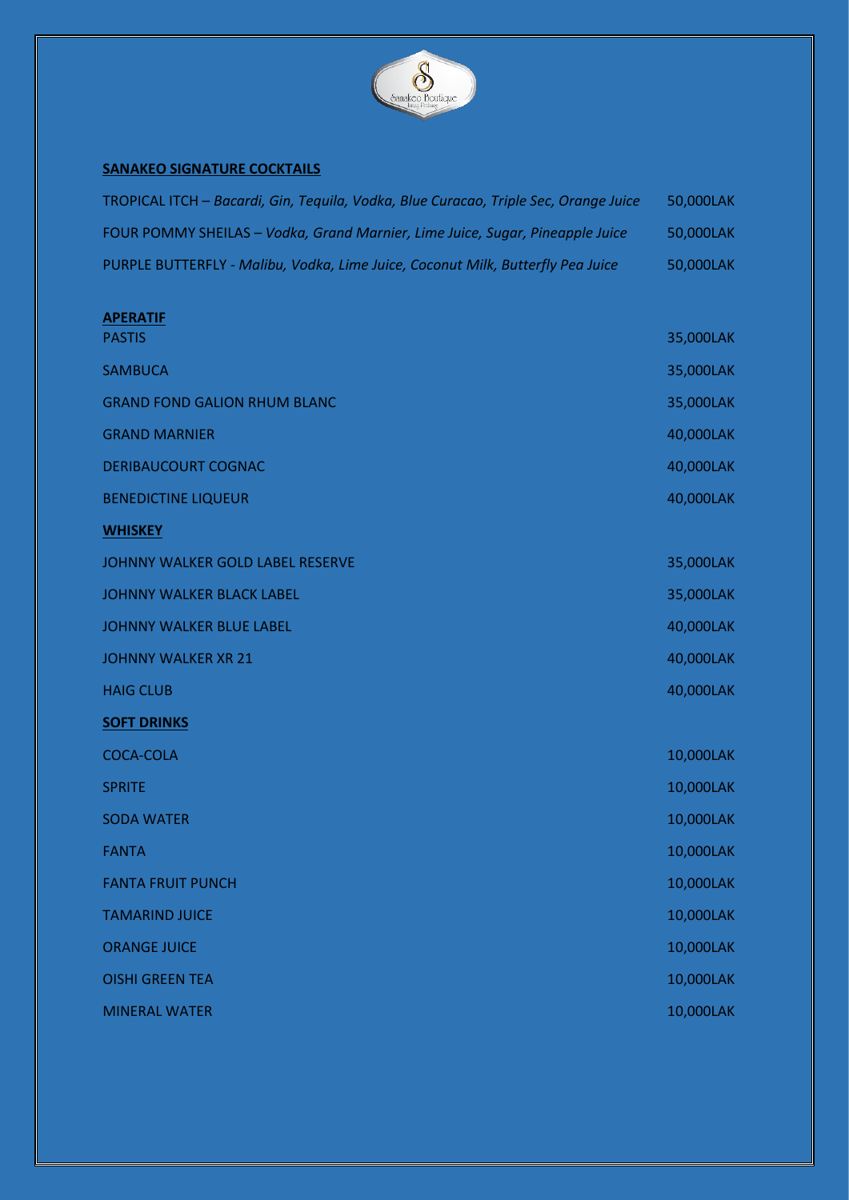## SANAKEO SIGNATURE COCKTAILS

| | |
|---|---|
| TROPICAL ITCH – *Bacardi, Gin, Tequila, Vodka, Blue Curacao, Triple Sec, Orange Juice* | 50,000LAK |
| FOUR POMMY SHEILAS – *Vodka, Grand Marnier, Lime Juice, Sugar, Pineapple Juice* | 50,000LAK |
| PURPLE BUTTERFLY - *Malibu, Vodka, Lime Juice, Coconut Milk, Butterfly Pea Juice* | 50,000LAK |

## APERATIF

| | |
|---|---|
| PASTIS | 35,000LAK |
| SAMBUCA | 35,000LAK |
| GRAND FOND GALION RHUM BLANC | 35,000LAK |
| GRAND MARNIER | 40,000LAK |
| DERIBAUCOURT COGNAC | 40,000LAK |
| BENEDICTINE LIQUEUR | 40,000LAK |

## WHISKEY

| | |
|---|---|
| JOHNNY WALKER GOLD LABEL RESERVE | 35,000LAK |
| JOHNNY WALKER BLACK LABEL | 35,000LAK |
| JOHNNY WALKER BLUE LABEL | 40,000LAK |
| JOHNNY WALKER XR 21 | 40,000LAK |
| HAIG CLUB | 40,000LAK |

## SOFT DRINKS

| | |
|---|---|
| COCA-COLA | 10,000LAK |
| SPRITE | 10,000LAK |
| SODA WATER | 10,000LAK |
| FANTA | 10,000LAK |
| FANTA FRUIT PUNCH | 10,000LAK |
| TAMARIND JUICE | 10,000LAK |
| ORANGE JUICE | 10,000LAK |
| OISHI GREEN TEA | 10,000LAK |
| MINERAL WATER | 10,000LAK |